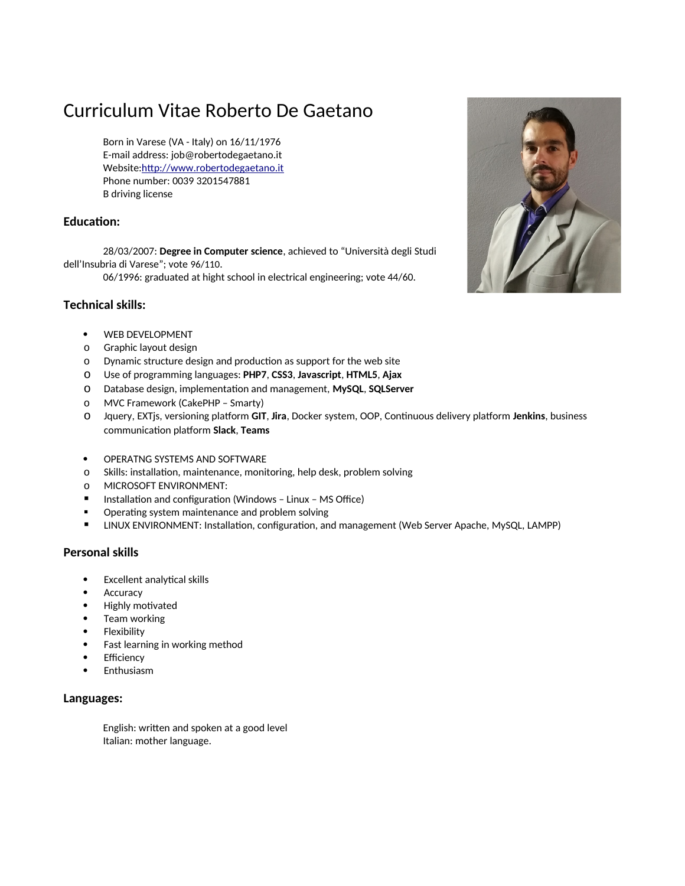# Curriculum Vitae Roberto De Gaetano

Born in Varese (VA - Italy) on 16/11/1976
E-mail address: job@robertodegaetano.it
Website:http://www.robertodegaetano.it
Phone number: 0039 3201547881
B driving license

## Education:

28/03/2007: **Degree in Computer science**, achieved to "Università degli Studi dell'Insubria di Varese"; vote 96/110.
06/1996: graduated at hight school in electrical engineering; vote 44/60.

## Technical skills:

- WEB DEVELOPMENT
  - Graphic layout design
  - Dynamic structure design and production as support for the web site
  - Use of programming languages: **PHP7**, **CSS3**, **Javascript**, **HTML5**, **Ajax**
  - Database design, implementation and management, **MySQL**, **SQLServer**
  - MVC Framework (CakePHP – Smarty)
  - Jquery, EXTjs, versioning platform **GIT**, **Jira**, Docker system, OOP, Continuous delivery platform **Jenkins**, business communication platform **Slack**, **Teams**

- OPERATNG SYSTEMS AND SOFTWARE
  - Skills: installation, maintenance, monitoring, help desk, problem solving
  - MICROSOFT ENVIRONMENT:
    - Installation and configuration (Windows – Linux – MS Office)
    - Operating system maintenance and problem solving
    - LINUX ENVIRONMENT: Installation, configuration, and management (Web Server Apache, MySQL, LAMPP)

## Personal skills

- Excellent analytical skills
- Accuracy
- Highly motivated
- Team working
- Flexibility
- Fast learning in working method
- Efficiency
- Enthusiasm

## Languages:

English: written and spoken at a good level
Italian: mother language.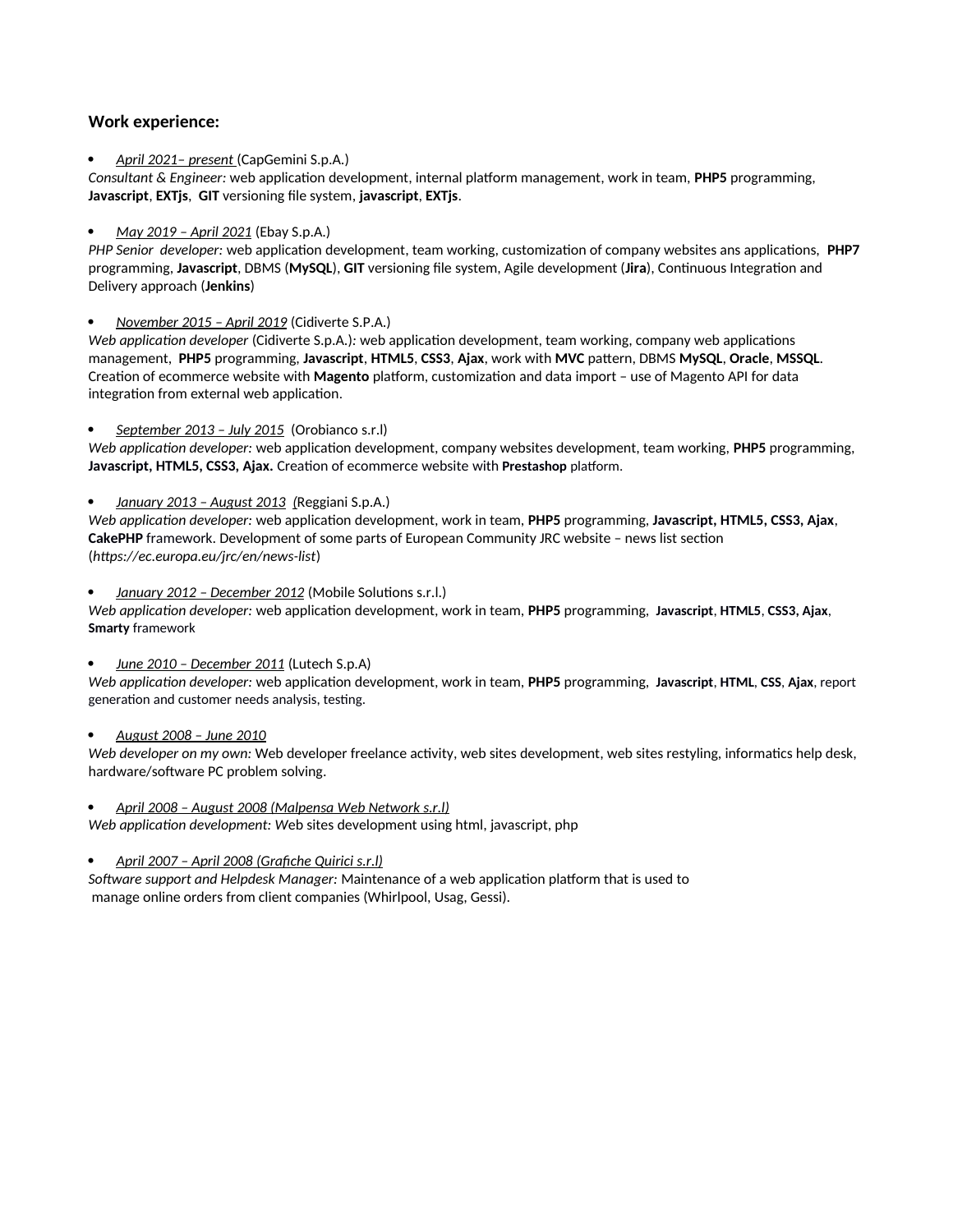### Work experience:

- *April 2021– present* (CapGemini S.p.A.)

*Consultant & Engineer:* web application development, internal platform management, work in team, **PHP5** programming, **Javascript**, **EXTjs**, **GIT** versioning file system, **javascript**, **EXTjs**.

- *May 2019 – April 2021* (Ebay S.p.A.)

*PHP Senior developer:* web application development, team working, customization of company websites ans applications, **PHP7** programming, **Javascript**, DBMS (**MySQL**), **GIT** versioning file system, Agile development (**Jira**), Continuous Integration and Delivery approach (**Jenkins**)

- *November 2015 – April 2019* (Cidiverte S.P.A.)

*Web application developer* (Cidiverte S.p.A.): web application development, team working, company web applications management, **PHP5** programming, **Javascript**, **HTML5**, **CSS3**, **Ajax**, work with **MVC** pattern, DBMS **MySQL**, **Oracle**, **MSSQL**. Creation of ecommerce website with **Magento** platform, customization and data import – use of Magento API for data integration from external web application.

- *September 2013 – July 2015* (Orobianco s.r.l)

*Web application developer:* web application development, company websites development, team working, **PHP5** programming, **Javascript, HTML5, CSS3, Ajax.** Creation of ecommerce website with **Prestashop** platform.

- *January 2013 – August 2013* (Reggiani S.p.A.)

*Web application developer:* web application development, work in team, **PHP5** programming, **Javascript, HTML5, CSS3, Ajax**, **CakePHP** framework. Development of some parts of European Community JRC website – news list section (*https://ec.europa.eu/jrc/en/news-list*)

- *January 2012 – December 2012* (Mobile Solutions s.r.l.)

*Web application developer:* web application development, work in team, **PHP5** programming, **Javascript**, **HTML5**, **CSS3, Ajax**, **Smarty** framework

- *June 2010 – December 2011* (Lutech S.p.A)

*Web application developer:* web application development, work in team, **PHP5** programming, **Javascript**, **HTML**, **CSS**, **Ajax**, report generation and customer needs analysis, testing.

- *August 2008 – June 2010*

*Web developer on my own:* Web developer freelance activity, web sites development, web sites restyling, informatics help desk, hardware/software PC problem solving.

- *April 2008 – August 2008 (Malpensa Web Network s.r.l)*

*Web application development:* Web sites development using html, javascript, php

- *April 2007 – April 2008 (Grafiche Quirici s.r.l)*

*Software support and Helpdesk Manager:* Maintenance of a web application platform that is used to manage online orders from client companies (Whirlpool, Usag, Gessi).